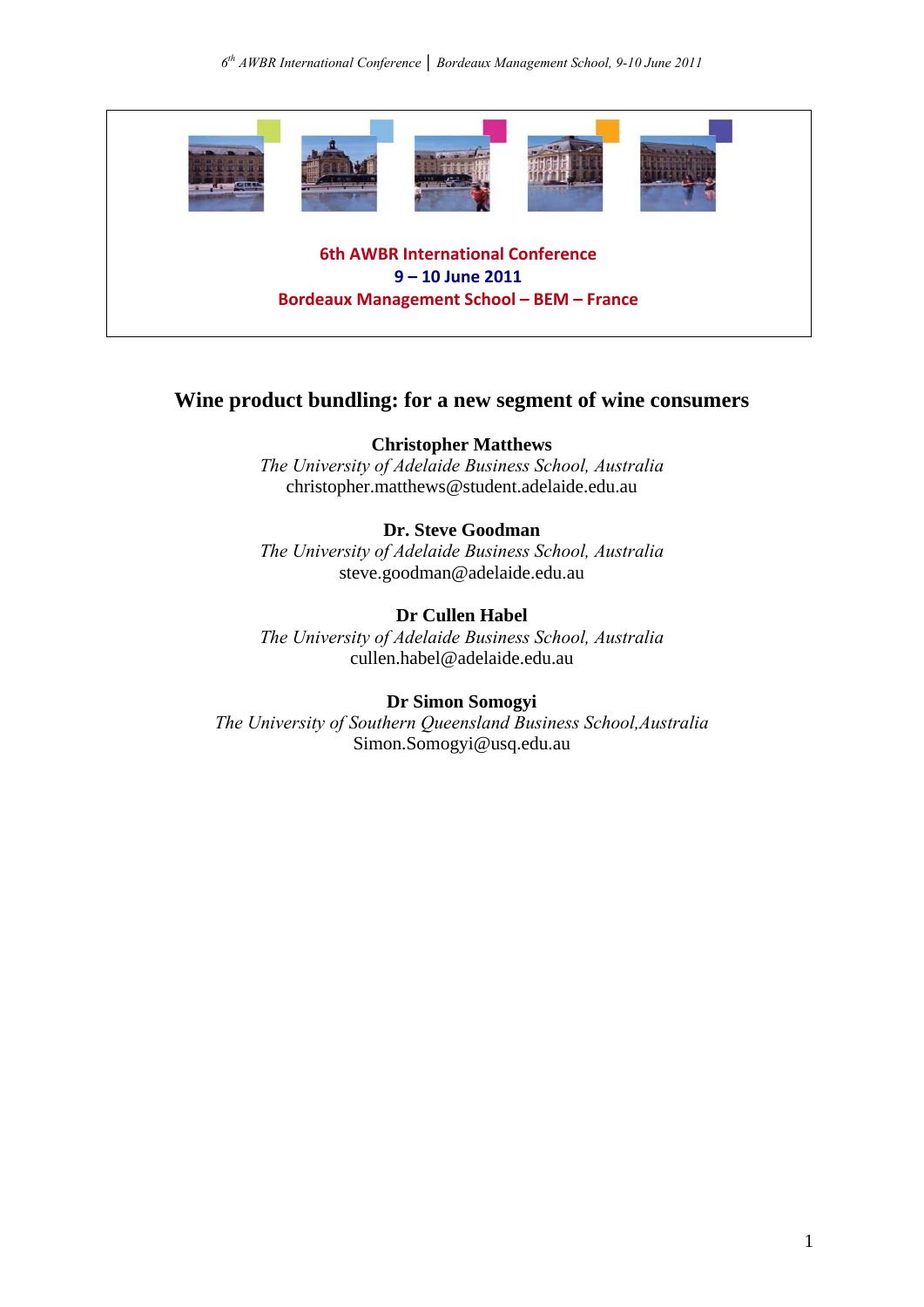**6th AWBR International Conference**
**9 – 10 June 2011**
**Bordeaux Management School – BEM – France**

# Wine product bundling: for a new segment of wine consumers

**Christopher Matthews**
*The University of Adelaide Business School, Australia*
christopher.matthews@student.adelaide.edu.au

**Dr. Steve Goodman**
*The University of Adelaide Business School, Australia*
steve.goodman@adelaide.edu.au

**Dr Cullen Habel**
*The University of Adelaide Business School, Australia*
cullen.habel@adelaide.edu.au

**Dr Simon Somogyi**
*The University of Southern Queensland Business School,Australia*
Simon.Somogyi@usq.edu.au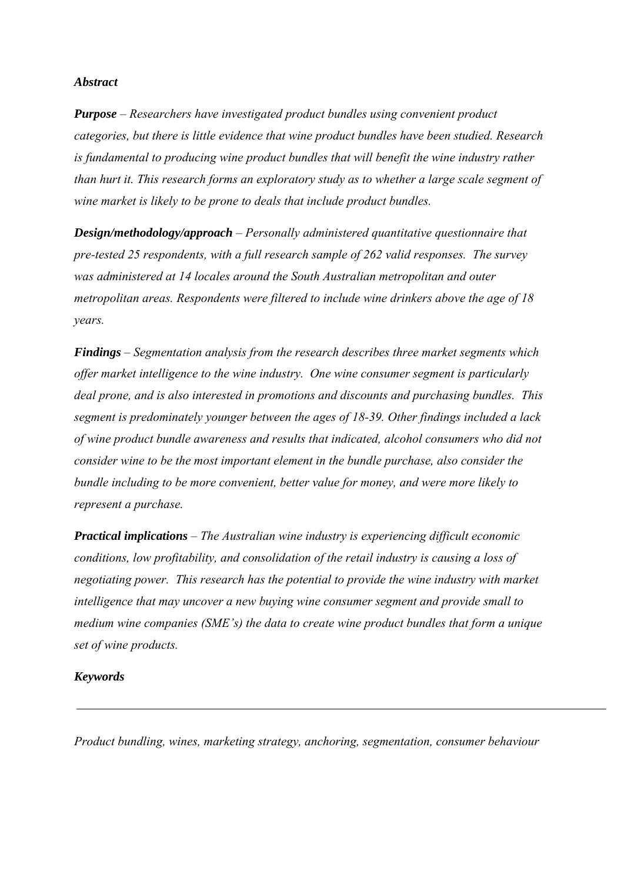***Abstract***

***Purpose*** *– Researchers have investigated product bundles using convenient product categories, but there is little evidence that wine product bundles have been studied. Research is fundamental to producing wine product bundles that will benefit the wine industry rather than hurt it. This research forms an exploratory study as to whether a large scale segment of wine market is likely to be prone to deals that include product bundles.*

***Design/methodology/approach*** *– Personally administered quantitative questionnaire that pre-tested 25 respondents, with a full research sample of 262 valid responses. The survey was administered at 14 locales around the South Australian metropolitan and outer metropolitan areas. Respondents were filtered to include wine drinkers above the age of 18 years.*

***Findings*** *– Segmentation analysis from the research describes three market segments which offer market intelligence to the wine industry. One wine consumer segment is particularly deal prone, and is also interested in promotions and discounts and purchasing bundles. This segment is predominately younger between the ages of 18-39. Other findings included a lack of wine product bundle awareness and results that indicated, alcohol consumers who did not consider wine to be the most important element in the bundle purchase, also consider the bundle including to be more convenient, better value for money, and were more likely to represent a purchase.*

***Practical implications*** *– The Australian wine industry is experiencing difficult economic conditions, low profitability, and consolidation of the retail industry is causing a loss of negotiating power. This research has the potential to provide the wine industry with market intelligence that may uncover a new buying wine consumer segment and provide small to medium wine companies (SME's) the data to create wine product bundles that form a unique set of wine products.*

***Keywords***

---

*Product bundling, wines, marketing strategy, anchoring, segmentation, consumer behaviour*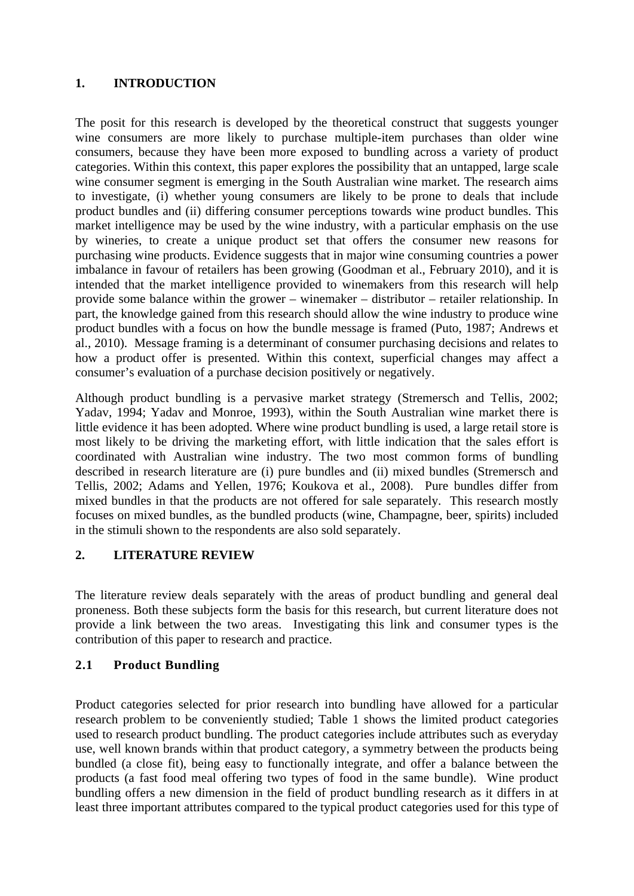## 1. INTRODUCTION

The posit for this research is developed by the theoretical construct that suggests younger wine consumers are more likely to purchase multiple-item purchases than older wine consumers, because they have been more exposed to bundling across a variety of product categories. Within this context, this paper explores the possibility that an untapped, large scale wine consumer segment is emerging in the South Australian wine market. The research aims to investigate, (i) whether young consumers are likely to be prone to deals that include product bundles and (ii) differing consumer perceptions towards wine product bundles. This market intelligence may be used by the wine industry, with a particular emphasis on the use by wineries, to create a unique product set that offers the consumer new reasons for purchasing wine products. Evidence suggests that in major wine consuming countries a power imbalance in favour of retailers has been growing (Goodman et al., February 2010), and it is intended that the market intelligence provided to winemakers from this research will help provide some balance within the grower – winemaker – distributor – retailer relationship. In part, the knowledge gained from this research should allow the wine industry to produce wine product bundles with a focus on how the bundle message is framed (Puto, 1987; Andrews et al., 2010). Message framing is a determinant of consumer purchasing decisions and relates to how a product offer is presented. Within this context, superficial changes may affect a consumer's evaluation of a purchase decision positively or negatively.

Although product bundling is a pervasive market strategy (Stremersch and Tellis, 2002; Yadav, 1994; Yadav and Monroe, 1993), within the South Australian wine market there is little evidence it has been adopted. Where wine product bundling is used, a large retail store is most likely to be driving the marketing effort, with little indication that the sales effort is coordinated with Australian wine industry. The two most common forms of bundling described in research literature are (i) pure bundles and (ii) mixed bundles (Stremersch and Tellis, 2002; Adams and Yellen, 1976; Koukova et al., 2008). Pure bundles differ from mixed bundles in that the products are not offered for sale separately. This research mostly focuses on mixed bundles, as the bundled products (wine, Champagne, beer, spirits) included in the stimuli shown to the respondents are also sold separately.

## 2. LITERATURE REVIEW

The literature review deals separately with the areas of product bundling and general deal proneness. Both these subjects form the basis for this research, but current literature does not provide a link between the two areas. Investigating this link and consumer types is the contribution of this paper to research and practice.

### 2.1 Product Bundling

Product categories selected for prior research into bundling have allowed for a particular research problem to be conveniently studied; Table 1 shows the limited product categories used to research product bundling. The product categories include attributes such as everyday use, well known brands within that product category, a symmetry between the products being bundled (a close fit), being easy to functionally integrate, and offer a balance between the products (a fast food meal offering two types of food in the same bundle). Wine product bundling offers a new dimension in the field of product bundling research as it differs in at least three important attributes compared to the typical product categories used for this type of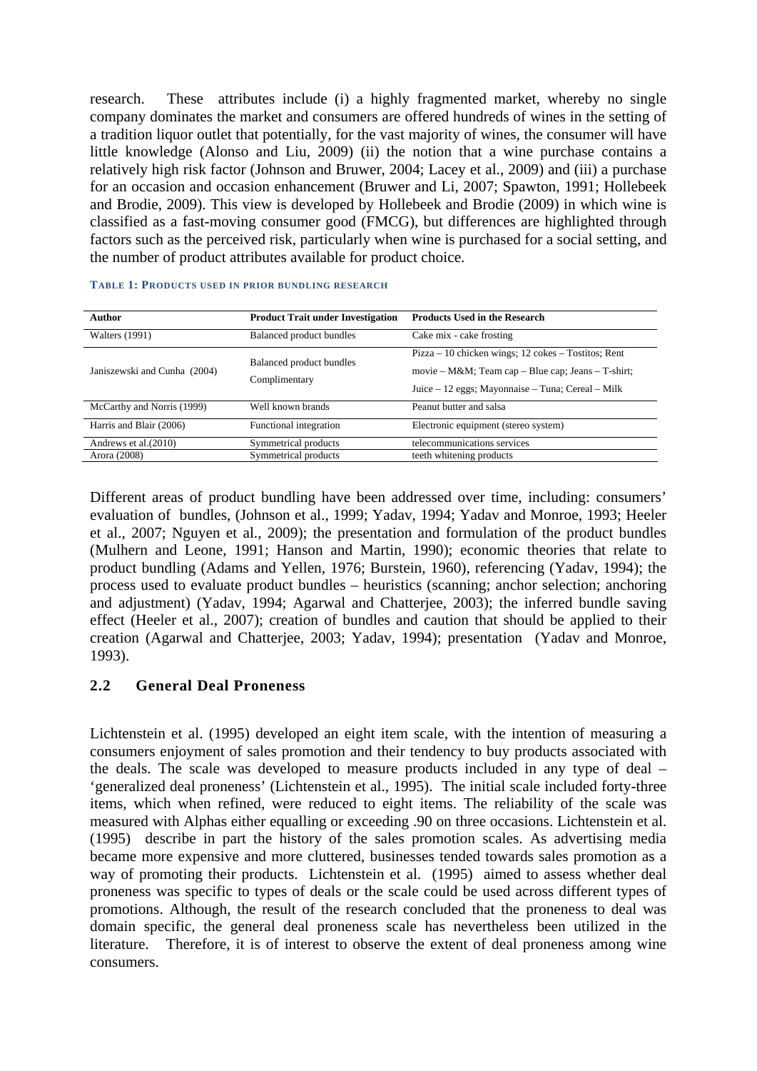research. These attributes include (i) a highly fragmented market, whereby no single company dominates the market and consumers are offered hundreds of wines in the setting of a tradition liquor outlet that potentially, for the vast majority of wines, the consumer will have little knowledge (Alonso and Liu, 2009) (ii) the notion that a wine purchase contains a relatively high risk factor (Johnson and Bruwer, 2004; Lacey et al., 2009) and (iii) a purchase for an occasion and occasion enhancement (Bruwer and Li, 2007; Spawton, 1991; Hollebeek and Brodie, 2009). This view is developed by Hollebeek and Brodie (2009) in which wine is classified as a fast-moving consumer good (FMCG), but differences are highlighted through factors such as the perceived risk, particularly when wine is purchased for a social setting, and the number of product attributes available for product choice.

**TABLE 1: PRODUCTS USED IN PRIOR BUNDLING RESEARCH**

| Author | Product Trait under Investigation | Products Used in the Research |
|---|---|---|
| Walters (1991) | Balanced product bundles | Cake mix - cake frosting |
| Janiszewski and Cunha (2004) | Balanced product bundles Complimentary | Pizza – 10 chicken wings; 12 cokes – Tostitos; Rent movie – M&M; Team cap – Blue cap; Jeans – T-shirt; Juice – 12 eggs; Mayonnaise – Tuna; Cereal – Milk |
| McCarthy and Norris (1999) | Well known brands | Peanut butter and salsa |
| Harris and Blair (2006) | Functional integration | Electronic equipment (stereo system) |
| Andrews et al.(2010) | Symmetrical products | telecommunications services |
| Arora (2008) | Symmetrical products | teeth whitening products |

Different areas of product bundling have been addressed over time, including: consumers' evaluation of bundles, (Johnson et al., 1999; Yadav, 1994; Yadav and Monroe, 1993; Heeler et al., 2007; Nguyen et al., 2009); the presentation and formulation of the product bundles (Mulhern and Leone, 1991; Hanson and Martin, 1990); economic theories that relate to product bundling (Adams and Yellen, 1976; Burstein, 1960), referencing (Yadav, 1994); the process used to evaluate product bundles – heuristics (scanning; anchor selection; anchoring and adjustment) (Yadav, 1994; Agarwal and Chatterjee, 2003); the inferred bundle saving effect (Heeler et al., 2007); creation of bundles and caution that should be applied to their creation (Agarwal and Chatterjee, 2003; Yadav, 1994); presentation (Yadav and Monroe, 1993).

## 2.2 General Deal Proneness

Lichtenstein et al. (1995) developed an eight item scale, with the intention of measuring a consumers enjoyment of sales promotion and their tendency to buy products associated with the deals. The scale was developed to measure products included in any type of deal – 'generalized deal proneness' (Lichtenstein et al., 1995). The initial scale included forty-three items, which when refined, were reduced to eight items. The reliability of the scale was measured with Alphas either equalling or exceeding .90 on three occasions. Lichtenstein et al. (1995) describe in part the history of the sales promotion scales. As advertising media became more expensive and more cluttered, businesses tended towards sales promotion as a way of promoting their products. Lichtenstein et al. (1995) aimed to assess whether deal proneness was specific to types of deals or the scale could be used across different types of promotions. Although, the result of the research concluded that the proneness to deal was domain specific, the general deal proneness scale has nevertheless been utilized in the literature. Therefore, it is of interest to observe the extent of deal proneness among wine consumers.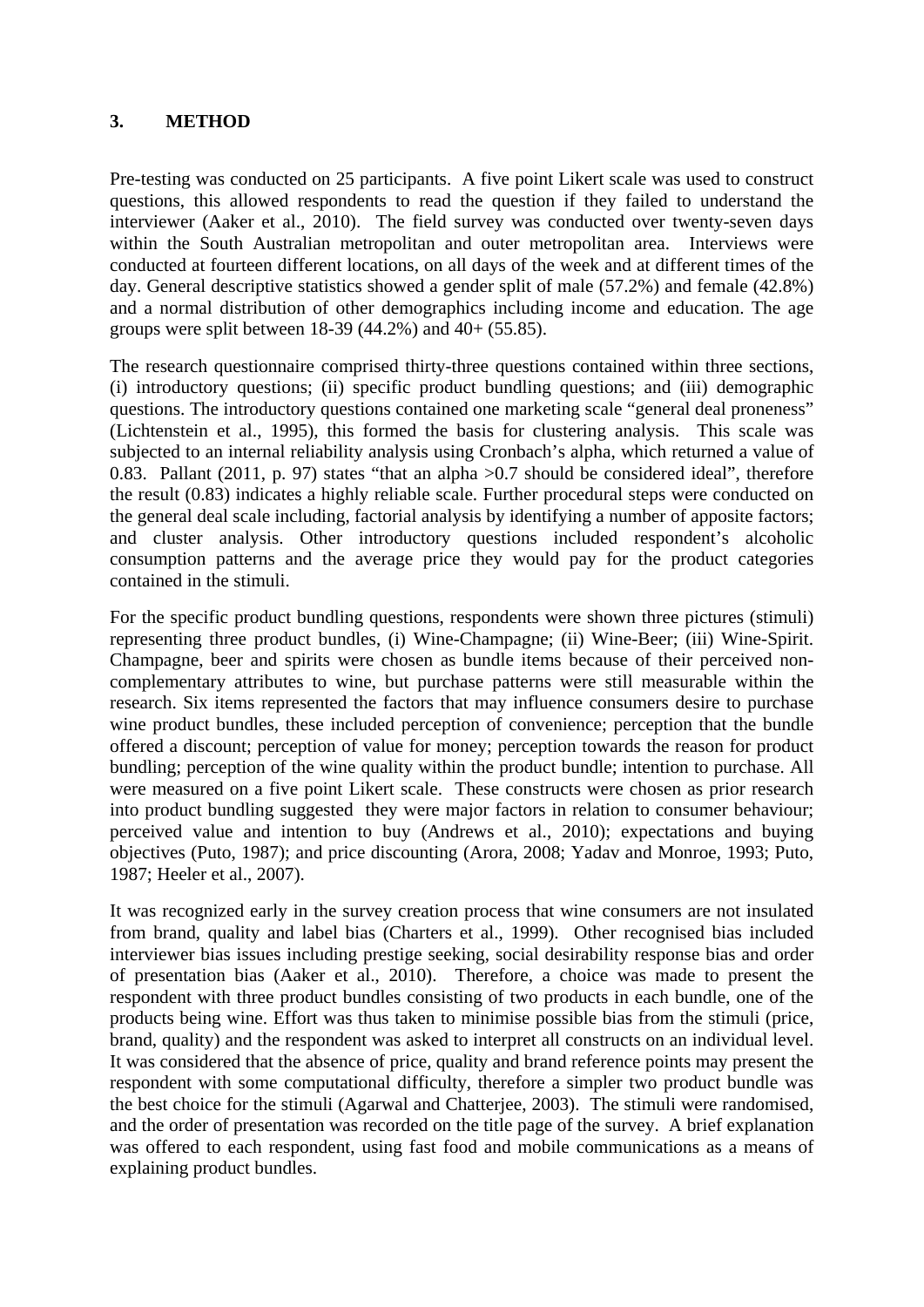## 3. METHOD

Pre-testing was conducted on 25 participants. A five point Likert scale was used to construct questions, this allowed respondents to read the question if they failed to understand the interviewer (Aaker et al., 2010). The field survey was conducted over twenty-seven days within the South Australian metropolitan and outer metropolitan area. Interviews were conducted at fourteen different locations, on all days of the week and at different times of the day. General descriptive statistics showed a gender split of male (57.2%) and female (42.8%) and a normal distribution of other demographics including income and education. The age groups were split between 18-39 (44.2%) and 40+ (55.85).

The research questionnaire comprised thirty-three questions contained within three sections, (i) introductory questions; (ii) specific product bundling questions; and (iii) demographic questions. The introductory questions contained one marketing scale "general deal proneness" (Lichtenstein et al., 1995), this formed the basis for clustering analysis. This scale was subjected to an internal reliability analysis using Cronbach's alpha, which returned a value of 0.83. Pallant (2011, p. 97) states "that an alpha >0.7 should be considered ideal", therefore the result (0.83) indicates a highly reliable scale. Further procedural steps were conducted on the general deal scale including, factorial analysis by identifying a number of apposite factors; and cluster analysis. Other introductory questions included respondent's alcoholic consumption patterns and the average price they would pay for the product categories contained in the stimuli.

For the specific product bundling questions, respondents were shown three pictures (stimuli) representing three product bundles, (i) Wine-Champagne; (ii) Wine-Beer; (iii) Wine-Spirit. Champagne, beer and spirits were chosen as bundle items because of their perceived non-complementary attributes to wine, but purchase patterns were still measurable within the research. Six items represented the factors that may influence consumers desire to purchase wine product bundles, these included perception of convenience; perception that the bundle offered a discount; perception of value for money; perception towards the reason for product bundling; perception of the wine quality within the product bundle; intention to purchase. All were measured on a five point Likert scale. These constructs were chosen as prior research into product bundling suggested they were major factors in relation to consumer behaviour; perceived value and intention to buy (Andrews et al., 2010); expectations and buying objectives (Puto, 1987); and price discounting (Arora, 2008; Yadav and Monroe, 1993; Puto, 1987; Heeler et al., 2007).

It was recognized early in the survey creation process that wine consumers are not insulated from brand, quality and label bias (Charters et al., 1999). Other recognised bias included interviewer bias issues including prestige seeking, social desirability response bias and order of presentation bias (Aaker et al., 2010). Therefore, a choice was made to present the respondent with three product bundles consisting of two products in each bundle, one of the products being wine. Effort was thus taken to minimise possible bias from the stimuli (price, brand, quality) and the respondent was asked to interpret all constructs on an individual level. It was considered that the absence of price, quality and brand reference points may present the respondent with some computational difficulty, therefore a simpler two product bundle was the best choice for the stimuli (Agarwal and Chatterjee, 2003). The stimuli were randomised, and the order of presentation was recorded on the title page of the survey. A brief explanation was offered to each respondent, using fast food and mobile communications as a means of explaining product bundles.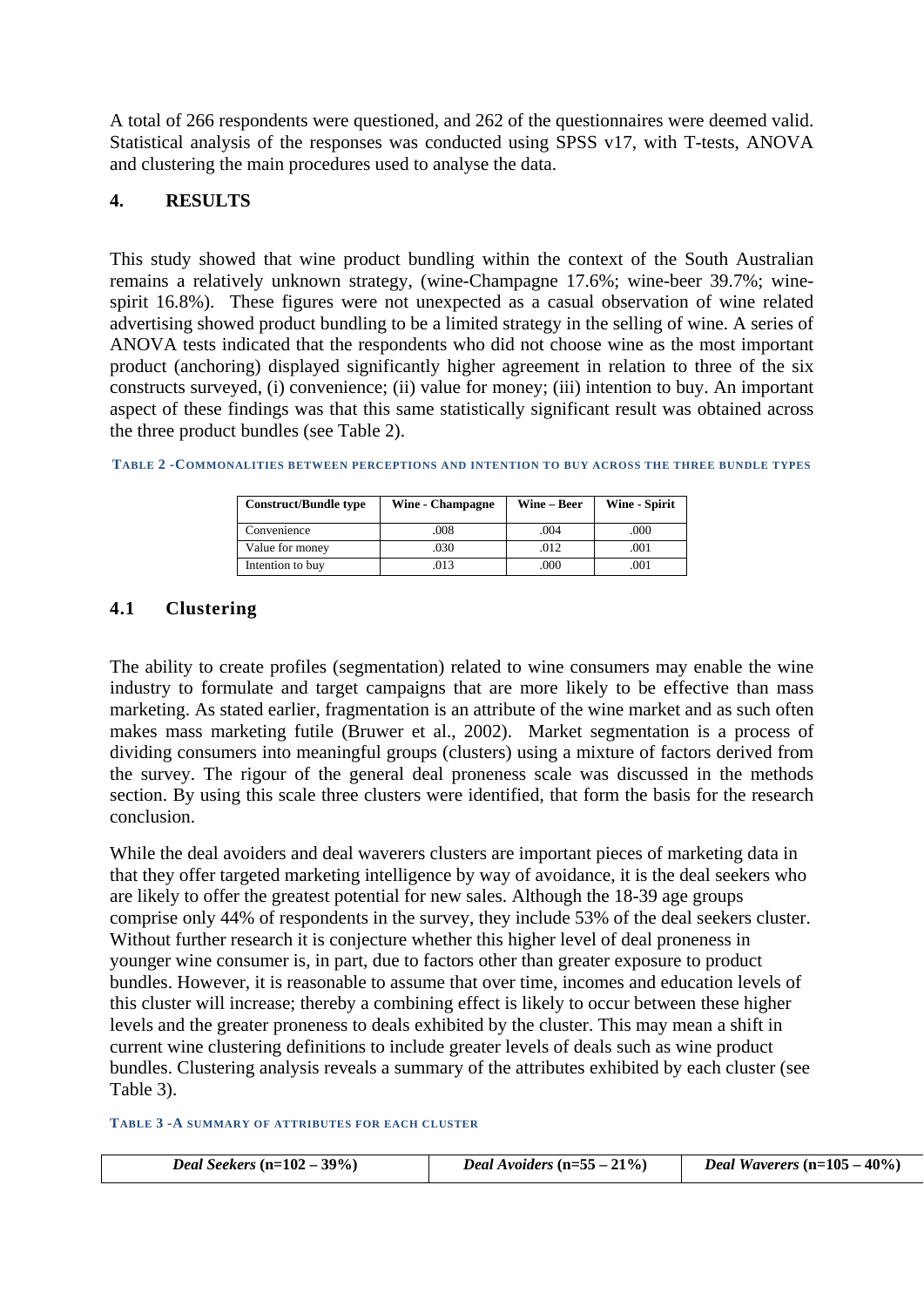A total of 266 respondents were questioned, and 262 of the questionnaires were deemed valid. Statistical analysis of the responses was conducted using SPSS v17, with T-tests, ANOVA and clustering the main procedures used to analyse the data.

## 4. RESULTS

This study showed that wine product bundling within the context of the South Australian remains a relatively unknown strategy, (wine-Champagne 17.6%; wine-beer 39.7%; wine-spirit 16.8%). These figures were not unexpected as a casual observation of wine related advertising showed product bundling to be a limited strategy in the selling of wine. A series of ANOVA tests indicated that the respondents who did not choose wine as the most important product (anchoring) displayed significantly higher agreement in relation to three of the six constructs surveyed, (i) convenience; (ii) value for money; (iii) intention to buy. An important aspect of these findings was that this same statistically significant result was obtained across the three product bundles (see Table 2).

**TABLE 2 -COMMONALITIES BETWEEN PERCEPTIONS AND INTENTION TO BUY ACROSS THE THREE BUNDLE TYPES**

| Construct/Bundle type | Wine - Champagne | Wine – Beer | Wine - Spirit |
|---|---|---|---|
| Convenience | .008 | .004 | .000 |
| Value for money | .030 | .012 | .001 |
| Intention to buy | .013 | .000 | .001 |

### 4.1 Clustering

The ability to create profiles (segmentation) related to wine consumers may enable the wine industry to formulate and target campaigns that are more likely to be effective than mass marketing. As stated earlier, fragmentation is an attribute of the wine market and as such often makes mass marketing futile (Bruwer et al., 2002). Market segmentation is a process of dividing consumers into meaningful groups (clusters) using a mixture of factors derived from the survey. The rigour of the general deal proneness scale was discussed in the methods section. By using this scale three clusters were identified, that form the basis for the research conclusion.

While the deal avoiders and deal waverers clusters are important pieces of marketing data in that they offer targeted marketing intelligence by way of avoidance, it is the deal seekers who are likely to offer the greatest potential for new sales. Although the 18-39 age groups comprise only 44% of respondents in the survey, they include 53% of the deal seekers cluster. Without further research it is conjecture whether this higher level of deal proneness in younger wine consumer is, in part, due to factors other than greater exposure to product bundles. However, it is reasonable to assume that over time, incomes and education levels of this cluster will increase; thereby a combining effect is likely to occur between these higher levels and the greater proneness to deals exhibited by the cluster. This may mean a shift in current wine clustering definitions to include greater levels of deals such as wine product bundles. Clustering analysis reveals a summary of the attributes exhibited by each cluster (see Table 3).

**TABLE 3 -A SUMMARY OF ATTRIBUTES FOR EACH CLUSTER**

| ***Deal Seekers* (n=102 – 39%)** | ***Deal Avoiders* (n=55 – 21%)** | ***Deal Waverers* (n=105 – 40%)** |
|---|---|---|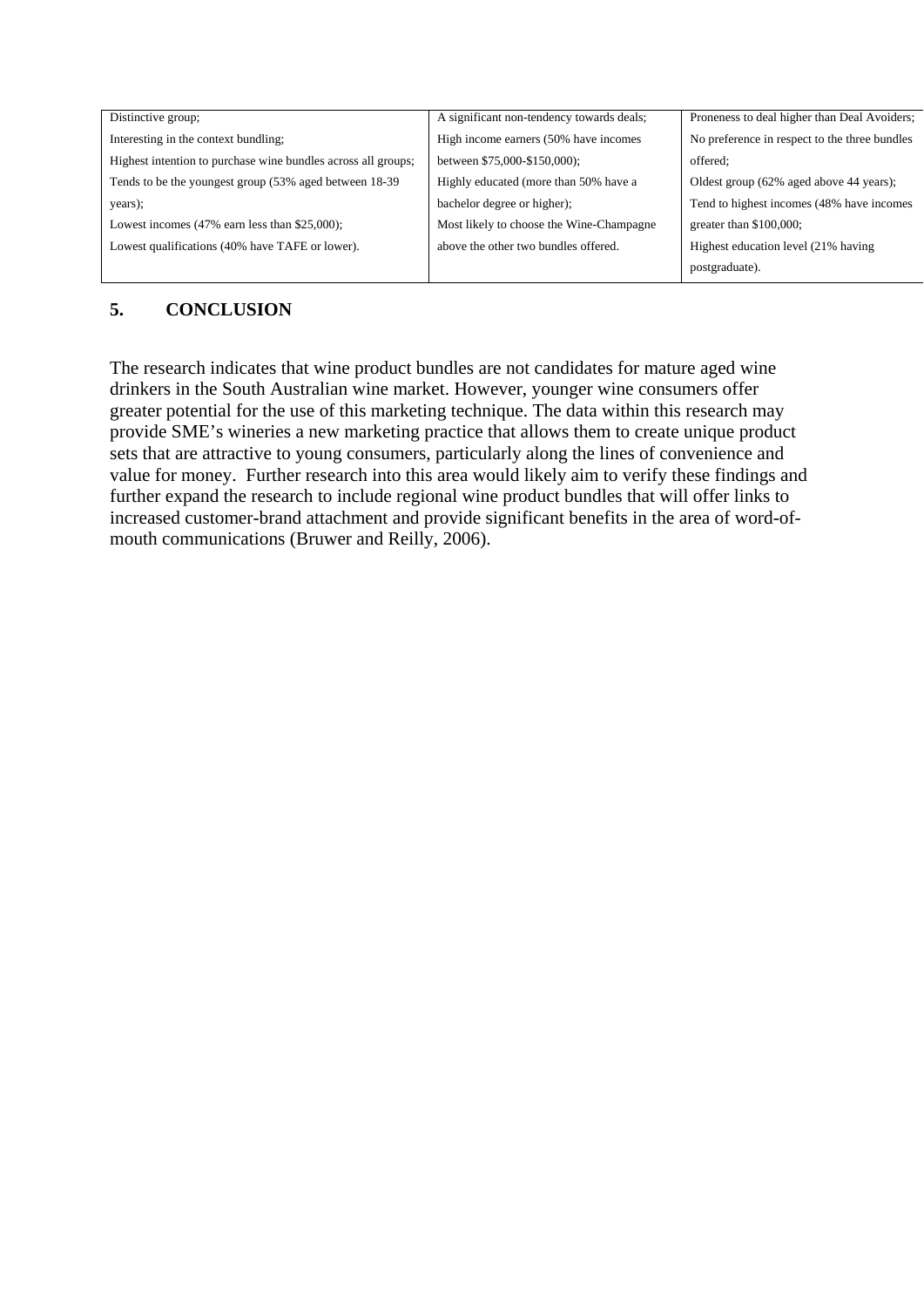| | | |
|---|---|---|
| Distinctive group;<br>Interesting in the context bundling;<br>Highest intention to purchase wine bundles across all groups;<br>Tends to be the youngest group (53% aged between 18-39 years);<br>Lowest incomes (47% earn less than $25,000);<br>Lowest qualifications (40% have TAFE or lower). | A significant non-tendency towards deals;<br>High income earners (50% have incomes between $75,000-$150,000);<br>Highly educated (more than 50% have a bachelor degree or higher);<br>Most likely to choose the Wine-Champagne above the other two bundles offered. | Proneness to deal higher than Deal Avoiders;<br>No preference in respect to the three bundles offered;<br>Oldest group (62% aged above 44 years);<br>Tend to highest incomes (48% have incomes greater than $100,000;<br>Highest education level (21% having postgraduate). |

## 5. CONCLUSION

The research indicates that wine product bundles are not candidates for mature aged wine drinkers in the South Australian wine market. However, younger wine consumers offer greater potential for the use of this marketing technique. The data within this research may provide SME's wineries a new marketing practice that allows them to create unique product sets that are attractive to young consumers, particularly along the lines of convenience and value for money. Further research into this area would likely aim to verify these findings and further expand the research to include regional wine product bundles that will offer links to increased customer-brand attachment and provide significant benefits in the area of word-of-mouth communications (Bruwer and Reilly, 2006).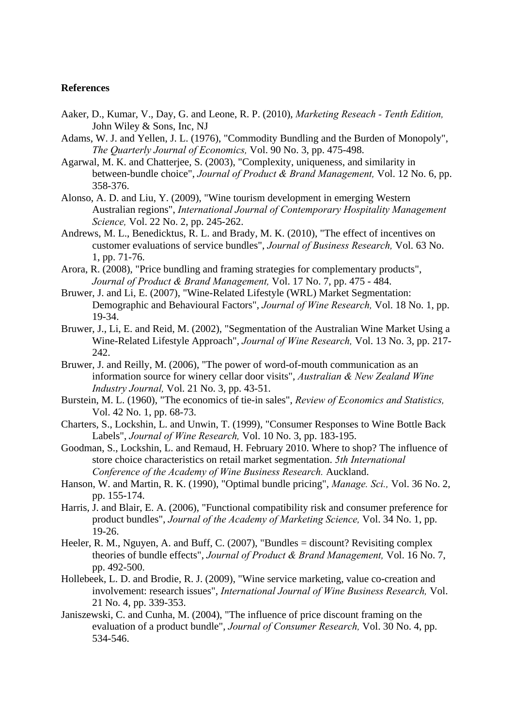**References**

Aaker, D., Kumar, V., Day, G. and Leone, R. P. (2010), *Marketing Reseach - Tenth Edition,* John Wiley & Sons, Inc, NJ

Adams, W. J. and Yellen, J. L. (1976), "Commodity Bundling and the Burden of Monopoly", *The Quarterly Journal of Economics,* Vol. 90 No. 3, pp. 475-498.

Agarwal, M. K. and Chatterjee, S. (2003), "Complexity, uniqueness, and similarity in between-bundle choice", *Journal of Product & Brand Management,* Vol. 12 No. 6, pp. 358-376.

Alonso, A. D. and Liu, Y. (2009), "Wine tourism development in emerging Western Australian regions", *International Journal of Contemporary Hospitality Management Science,* Vol. 22 No. 2, pp. 245-262.

Andrews, M. L., Benedicktus, R. L. and Brady, M. K. (2010), "The effect of incentives on customer evaluations of service bundles", *Journal of Business Research,* Vol. 63 No. 1, pp. 71-76.

Arora, R. (2008), "Price bundling and framing strategies for complementary products", *Journal of Product & Brand Management,* Vol. 17 No. 7, pp. 475 - 484.

Bruwer, J. and Li, E. (2007), "Wine-Related Lifestyle (WRL) Market Segmentation: Demographic and Behavioural Factors", *Journal of Wine Research,* Vol. 18 No. 1, pp. 19-34.

Bruwer, J., Li, E. and Reid, M. (2002), "Segmentation of the Australian Wine Market Using a Wine-Related Lifestyle Approach", *Journal of Wine Research,* Vol. 13 No. 3, pp. 217-242.

Bruwer, J. and Reilly, M. (2006), "The power of word-of-mouth communication as an information source for winery cellar door visits", *Australian & New Zealand Wine Industry Journal,* Vol. 21 No. 3, pp. 43-51.

Burstein, M. L. (1960), "The economics of tie-in sales", *Review of Economics and Statistics,* Vol. 42 No. 1, pp. 68-73.

Charters, S., Lockshin, L. and Unwin, T. (1999), "Consumer Responses to Wine Bottle Back Labels", *Journal of Wine Research,* Vol. 10 No. 3, pp. 183-195.

Goodman, S., Lockshin, L. and Remaud, H. February 2010. Where to shop? The influence of store choice characteristics on retail market segmentation. *5th International Conference of the Academy of Wine Business Research.* Auckland.

Hanson, W. and Martin, R. K. (1990), "Optimal bundle pricing", *Manage. Sci.,* Vol. 36 No. 2, pp. 155-174.

Harris, J. and Blair, E. A. (2006), "Functional compatibility risk and consumer preference for product bundles", *Journal of the Academy of Marketing Science,* Vol. 34 No. 1, pp. 19-26.

Heeler, R. M., Nguyen, A. and Buff, C. (2007), "Bundles = discount? Revisiting complex theories of bundle effects", *Journal of Product & Brand Management,* Vol. 16 No. 7, pp. 492-500.

Hollebeek, L. D. and Brodie, R. J. (2009), "Wine service marketing, value co-creation and involvement: research issues", *International Journal of Wine Business Research,* Vol. 21 No. 4, pp. 339-353.

Janiszewski, C. and Cunha, M. (2004), "The influence of price discount framing on the evaluation of a product bundle", *Journal of Consumer Research,* Vol. 30 No. 4, pp. 534-546.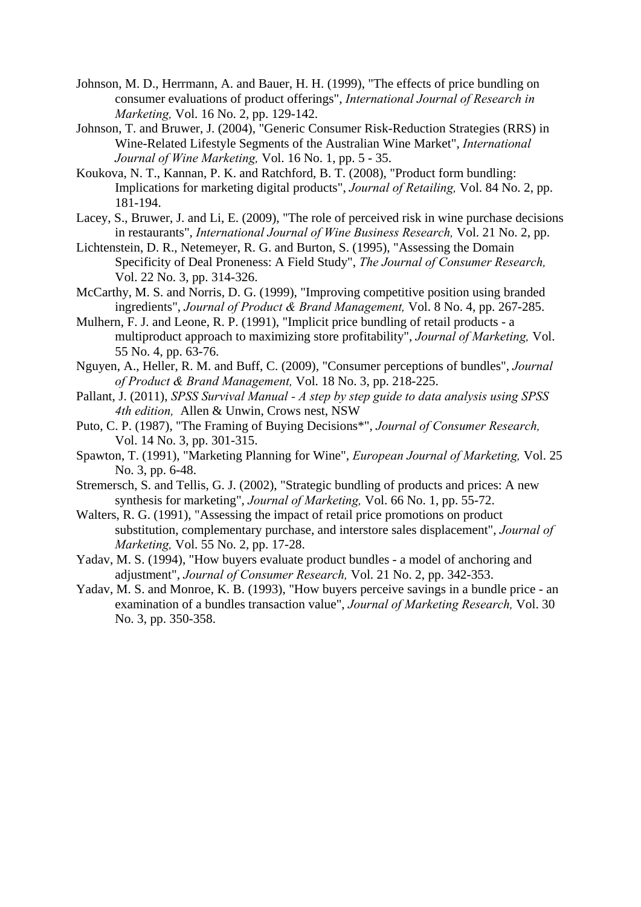Johnson, M. D., Herrmann, A. and Bauer, H. H. (1999), "The effects of price bundling on consumer evaluations of product offerings", *International Journal of Research in Marketing,* Vol. 16 No. 2, pp. 129-142.

Johnson, T. and Bruwer, J. (2004), "Generic Consumer Risk-Reduction Strategies (RRS) in Wine-Related Lifestyle Segments of the Australian Wine Market", *International Journal of Wine Marketing,* Vol. 16 No. 1, pp. 5 - 35.

Koukova, N. T., Kannan, P. K. and Ratchford, B. T. (2008), "Product form bundling: Implications for marketing digital products", *Journal of Retailing,* Vol. 84 No. 2, pp. 181-194.

Lacey, S., Bruwer, J. and Li, E. (2009), "The role of perceived risk in wine purchase decisions in restaurants", *International Journal of Wine Business Research,* Vol. 21 No. 2, pp.

Lichtenstein, D. R., Netemeyer, R. G. and Burton, S. (1995), "Assessing the Domain Specificity of Deal Proneness: A Field Study", *The Journal of Consumer Research,* Vol. 22 No. 3, pp. 314-326.

McCarthy, M. S. and Norris, D. G. (1999), "Improving competitive position using branded ingredients", *Journal of Product & Brand Management,* Vol. 8 No. 4, pp. 267-285.

Mulhern, F. J. and Leone, R. P. (1991), "Implicit price bundling of retail products - a multiproduct approach to maximizing store profitability", *Journal of Marketing,* Vol. 55 No. 4, pp. 63-76.

Nguyen, A., Heller, R. M. and Buff, C. (2009), "Consumer perceptions of bundles", *Journal of Product & Brand Management,* Vol. 18 No. 3, pp. 218-225.

Pallant, J. (2011), *SPSS Survival Manual - A step by step guide to data analysis using SPSS 4th edition,* Allen & Unwin, Crows nest, NSW

Puto, C. P. (1987), "The Framing of Buying Decisions*", *Journal of Consumer Research,* Vol. 14 No. 3, pp. 301-315.

Spawton, T. (1991), "Marketing Planning for Wine", *European Journal of Marketing,* Vol. 25 No. 3, pp. 6-48.

Stremersch, S. and Tellis, G. J. (2002), "Strategic bundling of products and prices: A new synthesis for marketing", *Journal of Marketing,* Vol. 66 No. 1, pp. 55-72.

Walters, R. G. (1991), "Assessing the impact of retail price promotions on product substitution, complementary purchase, and interstore sales displacement", *Journal of Marketing,* Vol. 55 No. 2, pp. 17-28.

Yadav, M. S. (1994), "How buyers evaluate product bundles - a model of anchoring and adjustment", *Journal of Consumer Research,* Vol. 21 No. 2, pp. 342-353.

Yadav, M. S. and Monroe, K. B. (1993), "How buyers perceive savings in a bundle price - an examination of a bundles transaction value", *Journal of Marketing Research,* Vol. 30 No. 3, pp. 350-358.